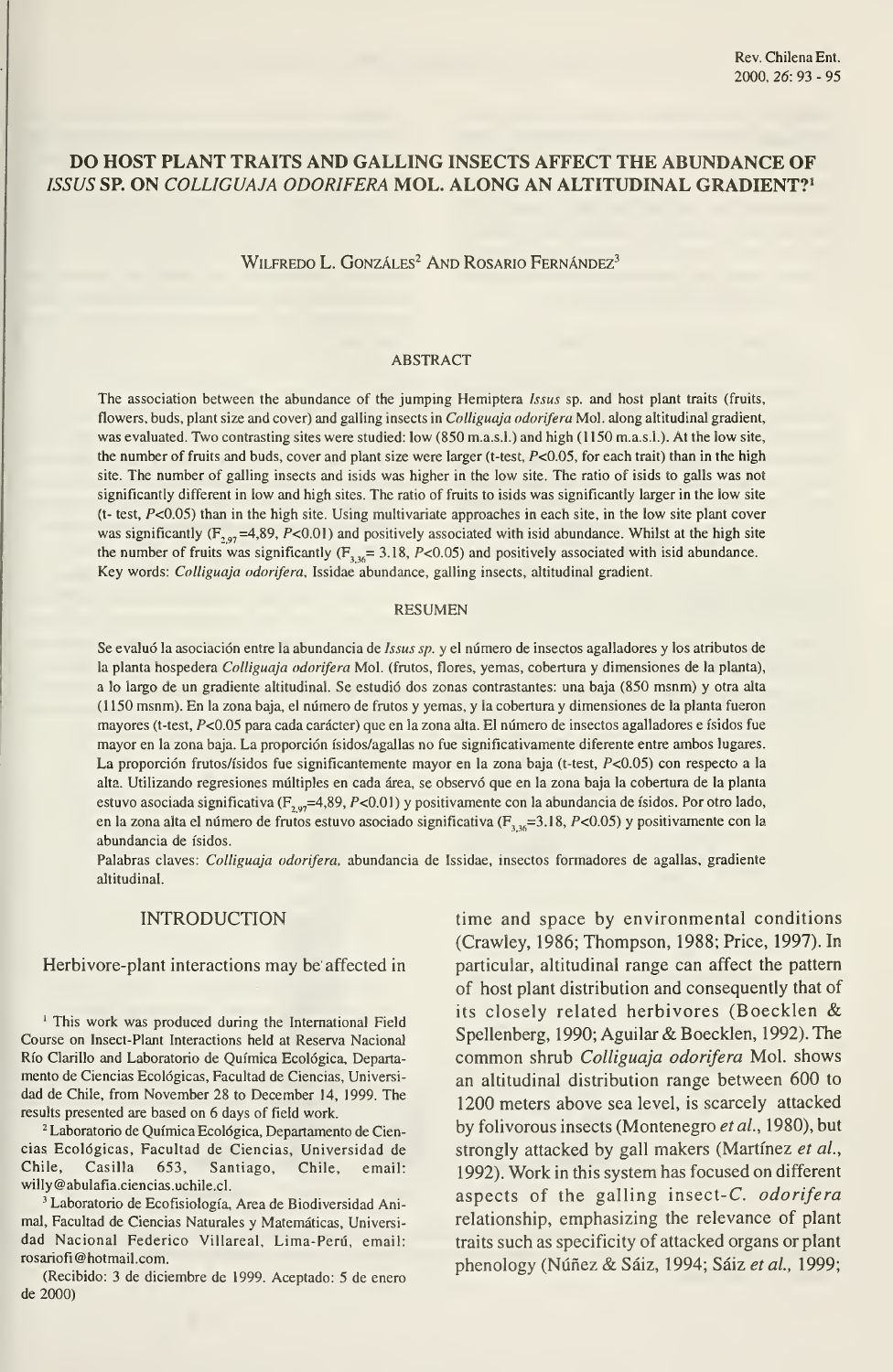# DO HOST PLANT TRAITS AND GALLING INSECTS AFFECT THE ABUNDANCE OF *ISSUS* SP. ON *COLLIGUAJA ODORIFERA* MOL. ALONG AN ALTITUDINAL GRADIENT?[1]

WILFREDO L. GONZÁLES[2] AND ROSARIO FERNÁNDEZ[3]

## ABSTRACT

The association between the abundance of the jumping Hemiptera *Issus* sp. and host plant traits (fruits, flowers, buds, plant size and cover) and galling insects in *Colliguaja odorifera* Mol. along altitudinal gradient, was evaluated. Two contrasting sites were studied: low (850 m.a.s.l.) and high (1150 m.a.s.l.). At the low site, the number of fruits and buds, cover and plant size were larger (t-test, $P<0.05$, for each trait) than in the high site. The number of galling insects and isids was higher in the low site. The ratio of isids to galls was not significantly different in low and high sites. The ratio of fruits to isids was significantly larger in the low site (t- test, $P<0.05$) than in the high site. Using multivariate approaches in each site, in the low site plant cover was significantly ($F_{2,97}=4{,}89$, $P<0.01$) and positively associated with isid abundance. Whilst at the high site the number of fruits was significantly ($F_{3,36}= 3.18$, $P<0.05$) and positively associated with isid abundance.
Key words: *Colliguaja odorifera*, Issidae abundance, galling insects, altitudinal gradient.

## RESUMEN

Se evaluó la asociación entre la abundancia de *Issus sp.* y el número de insectos agalladores y los atributos de la planta hospedera *Colliguaja odorifera* Mol. (frutos, flores, yemas, cobertura y dimensiones de la planta), a lo largo de un gradiente altitudinal. Se estudió dos zonas contrastantes: una baja (850 msnm) y otra alta (1150 msnm). En la zona baja, el número de frutos y yemas, y la cobertura y dimensiones de la planta fueron mayores (t-test, $P<0.05$ para cada carácter) que en la zona alta. El número de insectos agalladores e ísidos fue mayor en la zona baja. La proporción ísidos/agallas no fue significativamente diferente entre ambos lugares. La proporción frutos/ísidos fue significantemente mayor en la zona baja (t-test, $P<0.05$) con respecto a la alta. Utilizando regresiones múltiples en cada área, se observó que en la zona baja la cobertura de la planta estuvo asociada significativa ($F_{2,97}=4{,}89$, $P<0.01$) y positivamente con la abundancia de ísidos. Por otro lado, en la zona alta el número de frutos estuvo asociado significativa ($F_{3,36}=3.18$, $P<0.05$) y positivamente con la abundancia de ísidos.
Palabras claves: *Colliguaja odorifera*, abundancia de Issidae, insectos formadores de agallas, gradiente altitudinal.

## INTRODUCTION

Herbivore-plant interactions may be affected in time and space by environmental conditions (Crawley, 1986; Thompson, 1988; Price, 1997). In particular, altitudinal range can affect the pattern of host plant distribution and consequently that of its closely related herbivores (Boecklen & Spellenberg, 1990; Aguilar & Boecklen, 1992). The common shrub *Colliguaja odorifera* Mol. shows an altitudinal distribution range between 600 to 1200 meters above sea level, is scarcely attacked by folivorous insects (Montenegro *et al.*, 1980), but strongly attacked by gall makers (Martínez *et al.*, 1992). Work in this system has focused on different aspects of the galling insect-*C. odorifera* relationship, emphasizing the relevance of plant traits such as specificity of attacked organs or plant phenology (Núñez & Sáiz, 1994; Sáiz *et al.*, 1999;

[1] This work was produced during the International Field Course on Insect-Plant Interactions held at Reserva Nacional Río Clarillo and Laboratorio de Química Ecológica, Departamento de Ciencias Ecológicas, Facultad de Ciencias, Universidad de Chile, from November 28 to December 14, 1999. The results presented are based on 6 days of field work.

[2] Laboratorio de Química Ecológica, Departamento de Ciencias Ecológicas, Facultad de Ciencias, Universidad de Chile, Casilla 653, Santiago, Chile, email: willy@abulafia.ciencias.uchile.cl.

[3] Laboratorio de Ecofisiología, Area de Biodiversidad Animal, Facultad de Ciencias Naturales y Matemáticas, Universidad Nacional Federico Villareal, Lima-Perú, email: rosariofi@hotmail.com.

(Recibido: 3 de diciembre de 1999. Aceptado: 5 de enero de 2000)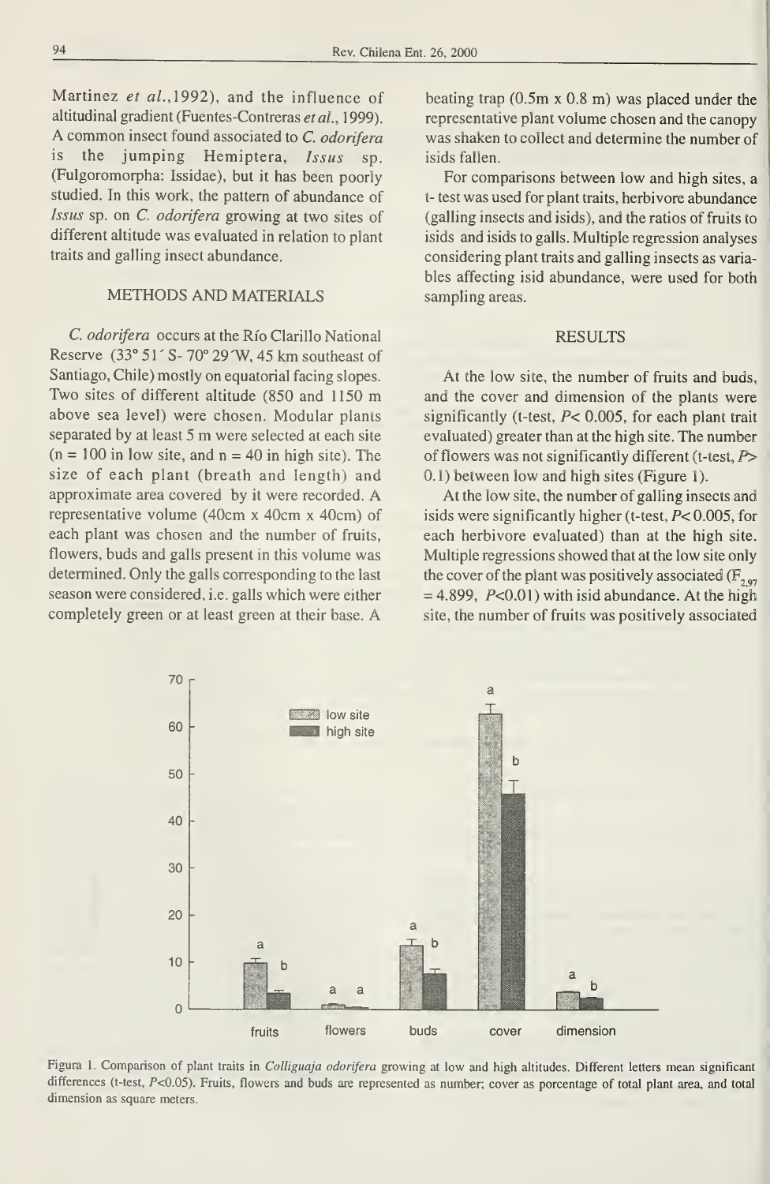Martinez *et al.*,1992), and the influence of altitudinal gradient (Fuentes-Contreras *et al.*, 1999). A common insect found associated to *C. odorifera* is the jumping Hemiptera, *Issus* sp. (Fulgoromorpha: Issidae), but it has been poorly studied. In this work, the pattern of abundance of *Issus* sp. on *C. odorifera* growing at two sites of different altitude was evaluated in relation to plant traits and galling insect abundance.

## METHODS AND MATERIALS

*C. odorifera* occurs at the Río Clarillo National Reserve (33° 51´ S- 70° 29´W, 45 km southeast of Santiago, Chile) mostly on equatorial facing slopes. Two sites of different altitude (850 and 1150 m above sea level) were chosen. Modular plants separated by at least 5 m were selected at each site (n = 100 in low site, and n = 40 in high site). The size of each plant (breath and length) and approximate area covered by it were recorded. A representative volume (40cm x 40cm x 40cm) of each plant was chosen and the number of fruits, flowers, buds and galls present in this volume was determined. Only the galls corresponding to the last season were considered, i.e. galls which were either completely green or at least green at their base. A beating trap (0.5m x 0.8 m) was placed under the representative plant volume chosen and the canopy was shaken to collect and determine the number of isids fallen.

For comparisons between low and high sites, a t- test was used for plant traits, herbivore abundance (galling insects and isids), and the ratios of fruits to isids and isids to galls. Multiple regression analyses considering plant traits and galling insects as variables affecting isid abundance, were used for both sampling areas.

## RESULTS

At the low site, the number of fruits and buds, and the cover and dimension of the plants were significantly (t-test, $P < 0.005$, for each plant trait evaluated) greater than at the high site. The number of flowers was not significantly different (t-test, $P > 0.1$) between low and high sites (Figure 1).

At the low site, the number of galling insects and isids were significantly higher (t-test, $P < 0.005$, for each herbivore evaluated) than at the high site. Multiple regressions showed that at the low site only the cover of the plant was positively associated ($F_{2,97} = 4.899$, $P < 0.01$) with isid abundance. At the high site, the number of fruits was positively associated

Figura 1. Comparison of plant traits in *Colliguaja odorifera* growing at low and high altitudes. Different letters mean significant differences (t-test, $P < 0.05$). Fruits, flowers and buds are represented as number; cover as porcentage of total plant area, and total dimension as square meters.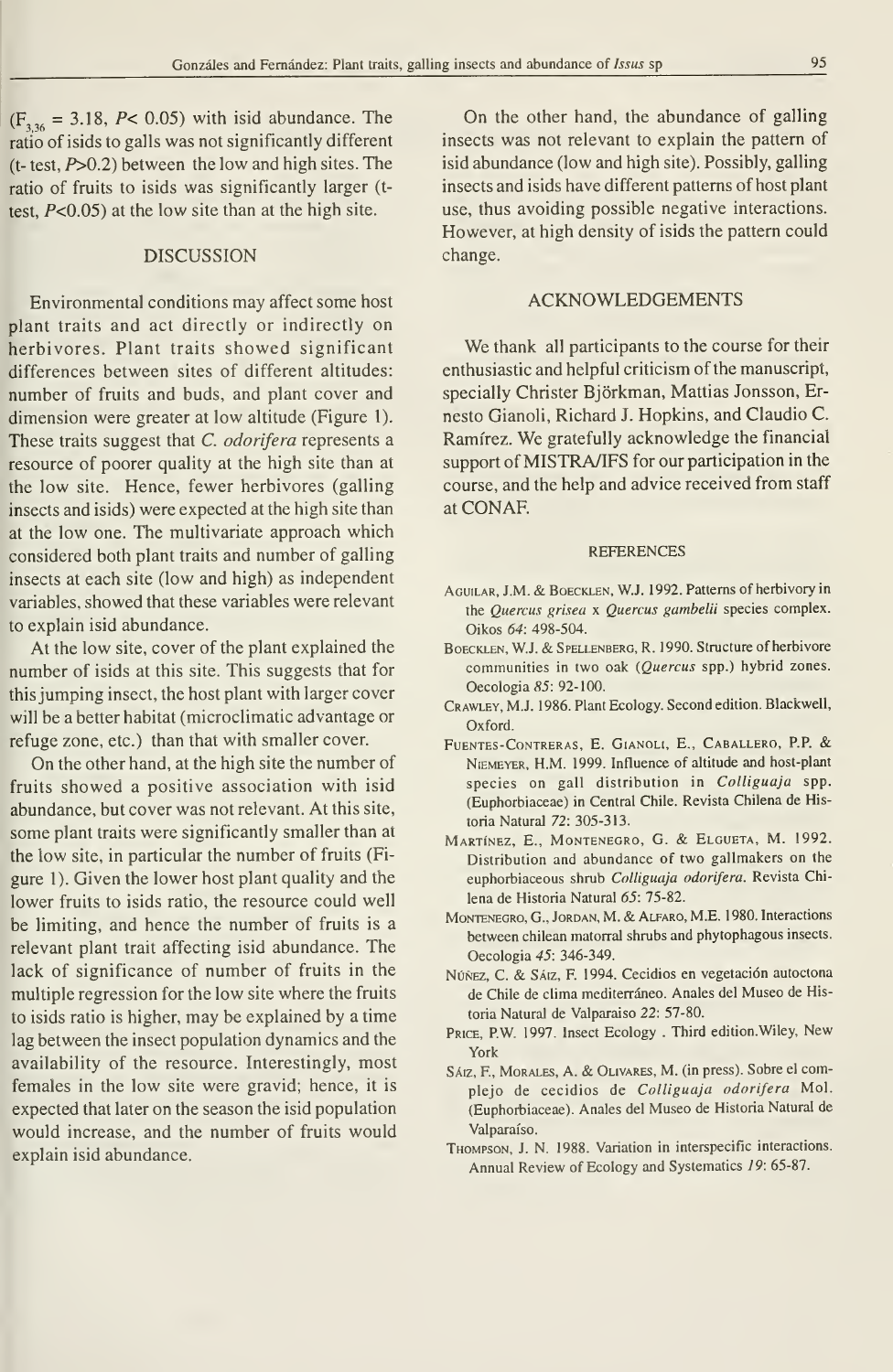($F_{3,36}$ = 3.18, $P$< 0.05) with isid abundance. The ratio of isids to galls was not significantly different (t- test, $P$>0.2) between the low and high sites. The ratio of fruits to isids was significantly larger (t-test, $P$<0.05) at the low site than at the high site.

## DISCUSSION

Environmental conditions may affect some host plant traits and act directly or indirectly on herbivores. Plant traits showed significant differences between sites of different altitudes: number of fruits and buds, and plant cover and dimension were greater at low altitude (Figure 1). These traits suggest that *C. odorifera* represents a resource of poorer quality at the high site than at the low site. Hence, fewer herbivores (galling insects and isids) were expected at the high site than at the low one. The multivariate approach which considered both plant traits and number of galling insects at each site (low and high) as independent variables, showed that these variables were relevant to explain isid abundance.

At the low site, cover of the plant explained the number of isids at this site. This suggests that for this jumping insect, the host plant with larger cover will be a better habitat (microclimatic advantage or refuge zone, etc.) than that with smaller cover.

On the other hand, at the high site the number of fruits showed a positive association with isid abundance, but cover was not relevant. At this site, some plant traits were significantly smaller than at the low site, in particular the number of fruits (Figure 1). Given the lower host plant quality and the lower fruits to isids ratio, the resource could well be limiting, and hence the number of fruits is a relevant plant trait affecting isid abundance. The lack of significance of number of fruits in the multiple regression for the low site where the fruits to isids ratio is higher, may be explained by a time lag between the insect population dynamics and the availability of the resource. Interestingly, most females in the low site were gravid; hence, it is expected that later on the season the isid population would increase, and the number of fruits would explain isid abundance.

On the other hand, the abundance of galling insects was not relevant to explain the pattern of isid abundance (low and high site). Possibly, galling insects and isids have different patterns of host plant use, thus avoiding possible negative interactions. However, at high density of isids the pattern could change.

## ACKNOWLEDGEMENTS

We thank all participants to the course for their enthusiastic and helpful criticism of the manuscript, specially Christer Björkman, Mattias Jonsson, Ernesto Gianoli, Richard J. Hopkins, and Claudio C. Ramírez. We gratefully acknowledge the financial support of MISTRA/IFS for our participation in the course, and the help and advice received from staff at CONAF.

## REFERENCES

Aguilar, J.M. & Boecklen, W.J. 1992. Patterns of herbivory in the *Quercus grisea* x *Quercus gambelii* species complex. Oikos *64*: 498-504.

Boecklen, W.J. & Spellenberg, R. 1990. Structure of herbivore communities in two oak (*Quercus* spp.) hybrid zones. Oecologia *85*: 92-100.

Crawley, M.J. 1986. Plant Ecology. Second edition. Blackwell, Oxford.

Fuentes-Contreras, E. Gianoli, E., Caballero, P.P. & Niemeyer, H.M. 1999. Influence of altitude and host-plant species on gall distribution in *Colliguaja* spp. (Euphorbiaceae) in Central Chile. Revista Chilena de Historia Natural *72*: 305-313.

Martínez, E., Montenegro, G. & Elgueta, M. 1992. Distribution and abundance of two gallmakers on the euphorbiaceous shrub *Colliguaja odorifera*. Revista Chilena de Historia Natural *65*: 75-82.

Montenegro, G., Jordan, M. & Alfaro, M.E. 1980. Interactions between chilean matorral shrubs and phytophagous insects. Oecologia *45*: 346-349.

Núñez, C. & Sáiz, F. 1994. Cecidios en vegetación autóctona de Chile de clima mediterráneo. Anales del Museo de Historia Natural de Valparaíso *22*: 57-80.

Price, P.W. 1997. Insect Ecology . Third edition.Wiley, New York

Sáiz, F., Morales, A. & Olivares, M. (in press). Sobre el complejo de cecidios de *Colliguaja odorifera* Mol. (Euphorbiaceae). Anales del Museo de Historia Natural de Valparaíso.

Thompson, J. N. 1988. Variation in interspecific interactions. Annual Review of Ecology and Systematics *19*: 65-87.